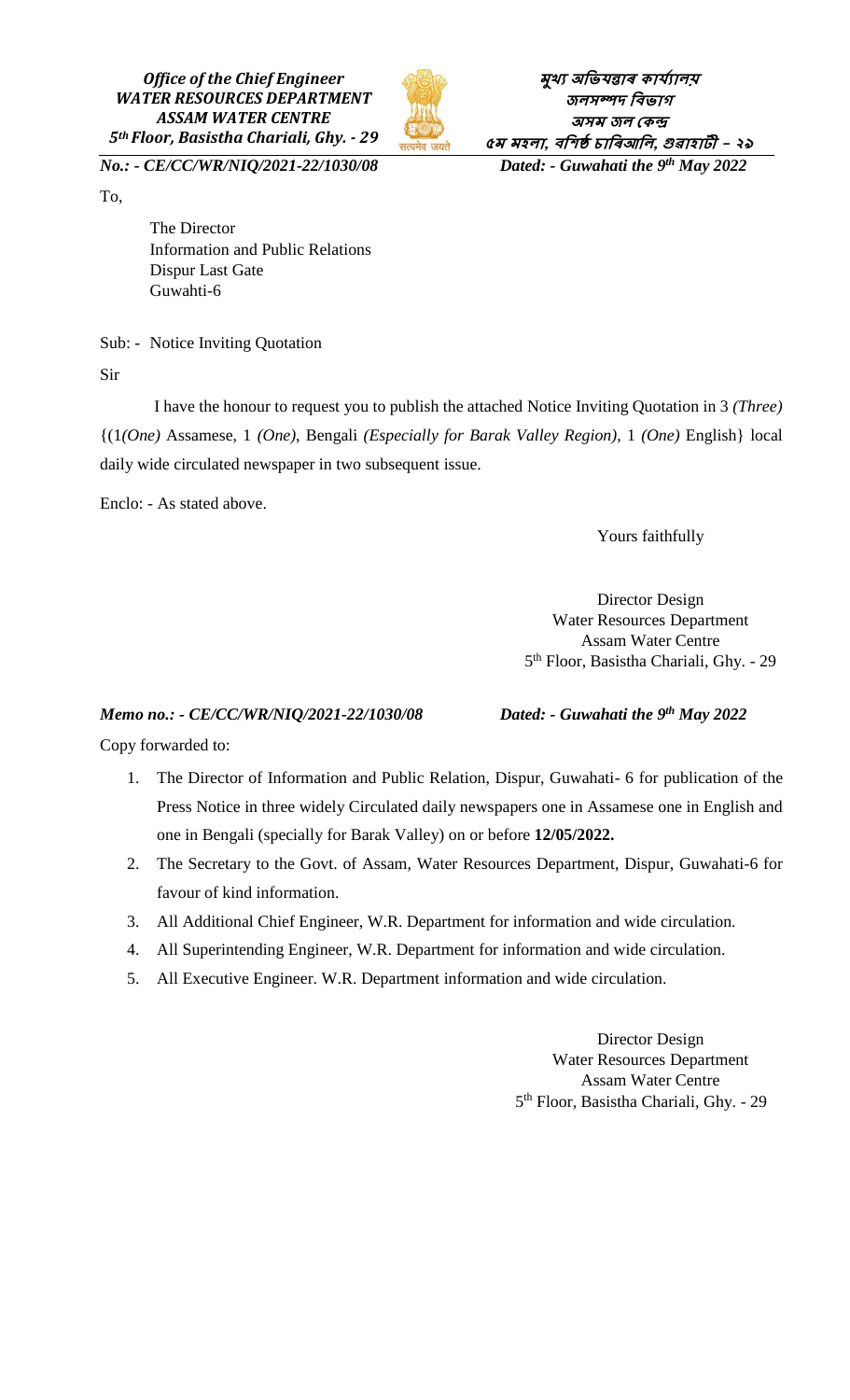*Office of the Chief Engineer*
***WATER RESOURCES DEPARTMENT***
***ASSAM WATER CENTRE***
***5th Floor, Basistha Chariali, Ghy. - 29***

***মুখ্য অভিযন্তাৰ কাৰ্য্যালয়***
***জলসম্পদ বিভাগ***
***অসম জল কেন্দ্ৰ***
***৫ম মহলা, বশিষ্ঠ চাৰিআলি, গুৱাহাটী – ২৯***

***No.: - CE/CC/WR/NIQ/2021-22/1030/08*** ***Dated: - Guwahati the 9th May 2022***

To,

The Director
Information and Public Relations
Dispur Last Gate
Guwahti-6

Sub: - Notice Inviting Quotation

Sir

I have the honour to request you to publish the attached Notice Inviting Quotation in 3 *(Three)* {(1*(One)* Assamese, 1 *(One)*, Bengali *(Especially for Barak Valley Region)*, 1 *(One)* English} local daily wide circulated newspaper in two subsequent issue.

Enclo: - As stated above.

Yours faithfully

Director Design
Water Resources Department
Assam Water Centre
5th Floor, Basistha Chariali, Ghy. - 29

***Memo no.: - CE/CC/WR/NIQ/2021-22/1030/08*** ***Dated: - Guwahati the 9th May 2022***

Copy forwarded to:

1. The Director of Information and Public Relation, Dispur, Guwahati- 6 for publication of the Press Notice in three widely Circulated daily newspapers one in Assamese one in English and one in Bengali (specially for Barak Valley) on or before **12/05/2022.**
2. The Secretary to the Govt. of Assam, Water Resources Department, Dispur, Guwahati-6 for favour of kind information.
3. All Additional Chief Engineer, W.R. Department for information and wide circulation.
4. All Superintending Engineer, W.R. Department for information and wide circulation.
5. All Executive Engineer. W.R. Department information and wide circulation.

Director Design
Water Resources Department
Assam Water Centre
5th Floor, Basistha Chariali, Ghy. - 29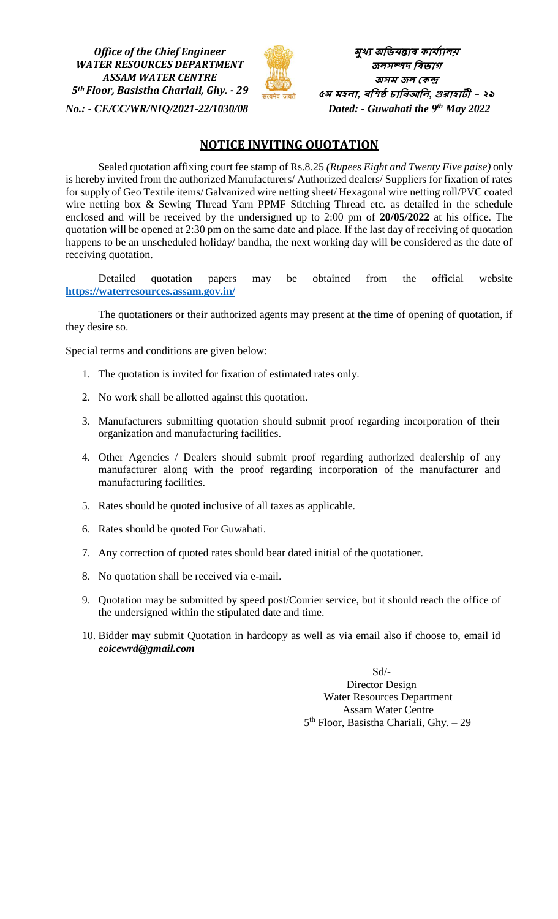*Office of the Chief Engineer*
*WATER RESOURCES DEPARTMENT*
*ASSAM WATER CENTRE*
*5th Floor, Basistha Chariali, Ghy. - 29*

মুখ্য অভিযন্তাৰ কাৰ্য্যালয়
জলসম্পদ বিভাগ
অসম জল কেন্দ্ৰ
৫ম মহলা, বশিষ্ঠ চাৰিআলি, গুৱাহাটী – ২৯

*No.: - CE/CC/WR/NIQ/2021-22/1030/08* *Dated: - Guwahati the 9th May 2022*

## NOTICE INVITING QUOTATION

Sealed quotation affixing court fee stamp of Rs.8.25 *(Rupees Eight and Twenty Five paise)* only is hereby invited from the authorized Manufacturers/ Authorized dealers/ Suppliers for fixation of rates for supply of Geo Textile items/ Galvanized wire netting sheet/ Hexagonal wire netting roll/PVC coated wire netting box & Sewing Thread Yarn PPMF Stitching Thread etc. as detailed in the schedule enclosed and will be received by the undersigned up to 2:00 pm of **20/05/2022** at his office. The quotation will be opened at 2:30 pm on the same date and place. If the last day of receiving of quotation happens to be an unscheduled holiday/ bandha, the next working day will be considered as the date of receiving quotation.

Detailed quotation papers may be obtained from the official website **https://waterresources.assam.gov.in/**

The quotationers or their authorized agents may present at the time of opening of quotation, if they desire so.

Special terms and conditions are given below:

1. The quotation is invited for fixation of estimated rates only.
2. No work shall be allotted against this quotation.
3. Manufacturers submitting quotation should submit proof regarding incorporation of their organization and manufacturing facilities.
4. Other Agencies / Dealers should submit proof regarding authorized dealership of any manufacturer along with the proof regarding incorporation of the manufacturer and manufacturing facilities.
5. Rates should be quoted inclusive of all taxes as applicable.
6. Rates should be quoted For Guwahati.
7. Any correction of quoted rates should bear dated initial of the quotationer.
8. No quotation shall be received via e-mail.
9. Quotation may be submitted by speed post/Courier service, but it should reach the office of the undersigned within the stipulated date and time.
10. Bidder may submit Quotation in hardcopy as well as via email also if choose to, email id ***eoicewrd@gmail.com***

Sd/-
Director Design
Water Resources Department
Assam Water Centre
5th Floor, Basistha Chariali, Ghy. – 29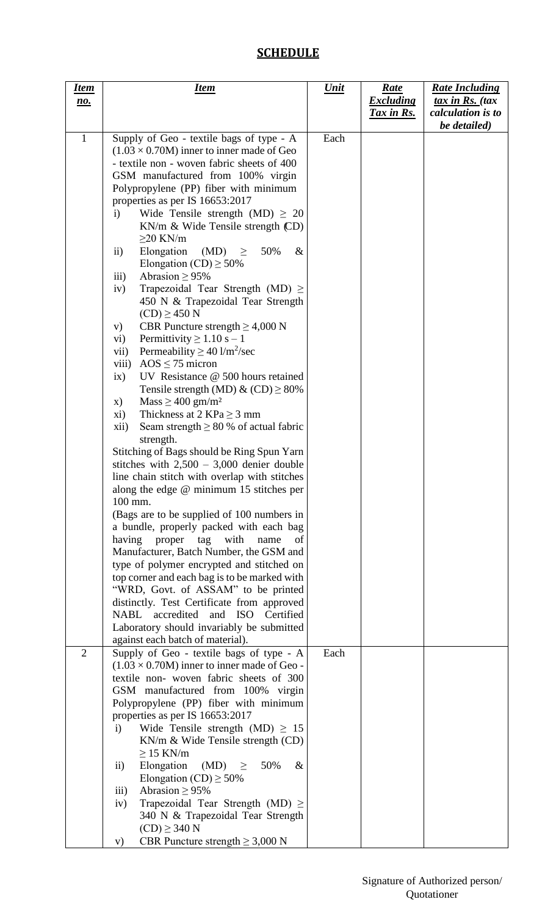# SCHEDULE

| Item no. | Item | Unit | Rate Excluding Tax in Rs. | Rate Including tax in Rs. (tax calculation is to be detailed) |
|---|---|---|---|---|
| 1 | Supply of Geo - textile bags of type - A $(1.03 \times 0.70M)$ inner to inner made of Geo - textile non - woven fabric sheets of 400 GSM manufactured from 100% virgin Polypropylene (PP) fiber with minimum properties as per IS 16653:2017<br>i) Wide Tensile strength (MD) $\geq$ 20 KN/m & Wide Tensile strength (CD) $\geq$20 KN/m<br>ii) Elongation (MD) $\geq$ 50% & Elongation (CD) $\geq$ 50%<br>iii) Abrasion $\geq$ 95%<br>iv) Trapezoidal Tear Strength (MD) $\geq$ 450 N & Trapezoidal Tear Strength (CD) $\geq$ 450 N<br>v) CBR Puncture strength $\geq$ 4,000 N<br>vi) Permittivity $\geq$ 1.10 s – 1<br>vii) Permeability $\geq$ 40 l/m$^2$/sec<br>viii) AOS $\leq$ 75 micron<br>ix) UV Resistance @ 500 hours retained Tensile strength (MD) & (CD) $\geq$ 80%<br>x) Mass $\geq$ 400 gm/m$^2$<br>xi) Thickness at 2 KPa $\geq$ 3 mm<br>xii) Seam strength $\geq$ 80 % of actual fabric strength.<br>Stitching of Bags should be Ring Spun Yarn stitches with 2,500 – 3,000 denier double line chain stitch with overlap with stitches along the edge @ minimum 15 stitches per 100 mm.<br>(Bags are to be supplied of 100 numbers in a bundle, properly packed with each bag having proper tag with name of Manufacturer, Batch Number, the GSM and type of polymer encrypted and stitched on top corner and each bag is to be marked with "WRD, Govt. of ASSAM" to be printed distinctly. Test Certificate from approved NABL accredited and ISO Certified Laboratory should invariably be submitted against each batch of material). | Each | | |
| 2 | Supply of Geo - textile bags of type - A $(1.03 \times 0.70M)$ inner to inner made of Geo - textile non- woven fabric sheets of 300 GSM manufactured from 100% virgin Polypropylene (PP) fiber with minimum properties as per IS 16653:2017<br>i) Wide Tensile strength (MD) $\geq$ 15 KN/m & Wide Tensile strength (CD) $\geq$ 15 KN/m<br>ii) Elongation (MD) $\geq$ 50% & Elongation (CD) $\geq$ 50%<br>iii) Abrasion $\geq$ 95%<br>iv) Trapezoidal Tear Strength (MD) $\geq$ 340 N & Trapezoidal Tear Strength (CD) $\geq$ 340 N<br>v) CBR Puncture strength $\geq$ 3,000 N | Each | | |

Signature of Authorized person/ Quotationer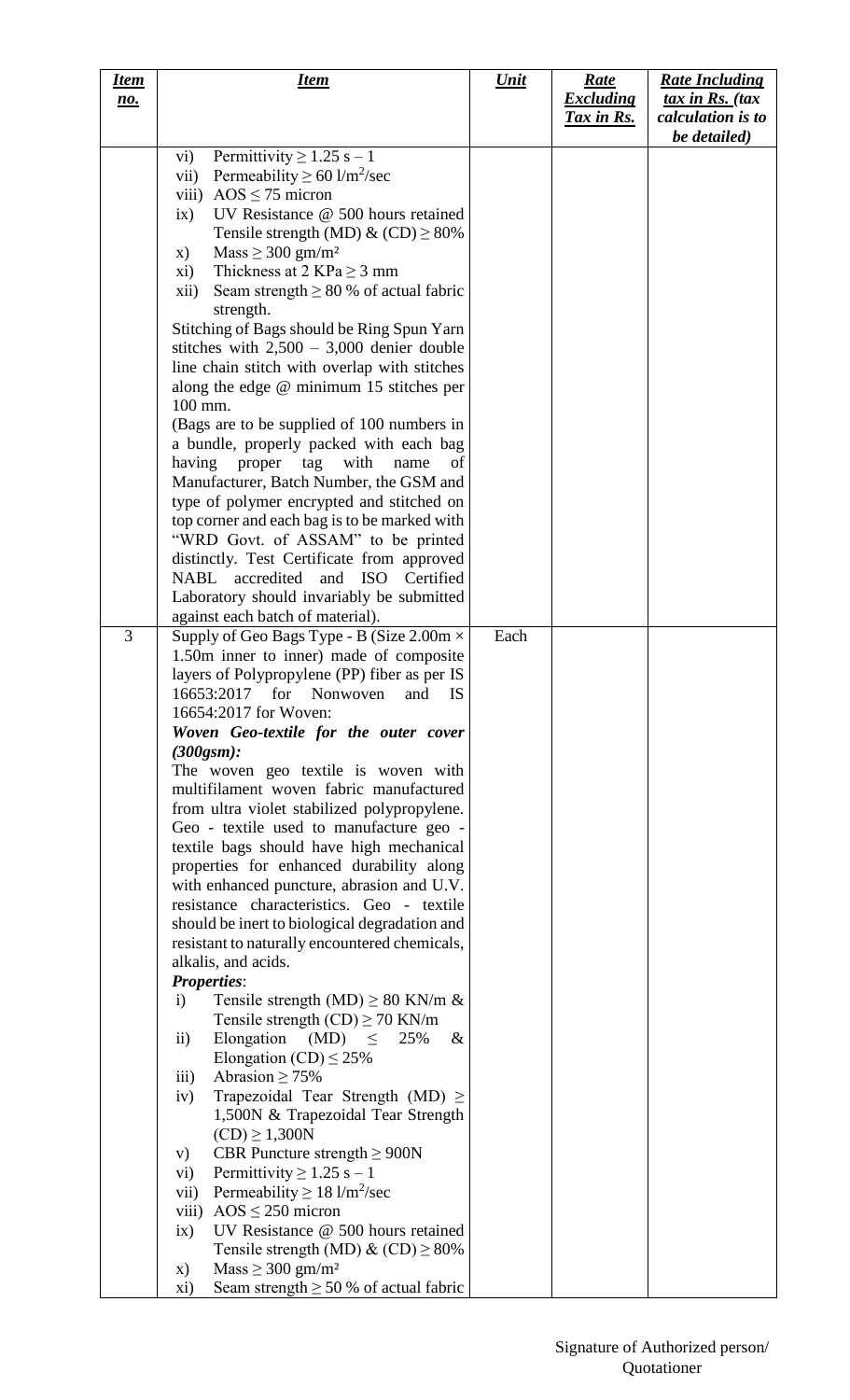| Item no. | Item | Unit | Rate Excluding Tax in Rs. | Rate Including tax in Rs. (tax calculation is to be detailed) |
|---|---|---|---|---|
| | vi) Permittivity ≥ 1.25 s – 1<br>vii) Permeability ≥ 60 l/m$^2$/sec<br>viii) AOS ≤ 75 micron<br>ix) UV Resistance @ 500 hours retained Tensile strength (MD) & (CD) ≥ 80%<br>x) Mass ≥ 300 gm/m²<br>xi) Thickness at 2 KPa ≥ 3 mm<br>xii) Seam strength ≥ 80 % of actual fabric strength.<br>Stitching of Bags should be Ring Spun Yarn stitches with 2,500 – 3,000 denier double line chain stitch with overlap with stitches along the edge @ minimum 15 stitches per 100 mm.<br>(Bags are to be supplied of 100 numbers in a bundle, properly packed with each bag having proper tag with name of Manufacturer, Batch Number, the GSM and type of polymer encrypted and stitched on top corner and each bag is to be marked with "WRD Govt. of ASSAM" to be printed distinctly. Test Certificate from approved NABL accredited and ISO Certified Laboratory should invariably be submitted against each batch of material). | | | |
| 3 | Supply of Geo Bags Type - B (Size 2.00m × 1.50m inner to inner) made of composite layers of Polypropylene (PP) fiber as per IS 16653:2017 for Nonwoven and IS 16654:2017 for Woven:<br>***Woven Geo-textile for the outer cover (300gsm):***<br>The woven geo textile is woven with multifilament woven fabric manufactured from ultra violet stabilized polypropylene. Geo - textile used to manufacture geo - textile bags should have high mechanical properties for enhanced durability along with enhanced puncture, abrasion and U.V. resistance characteristics. Geo - textile should be inert to biological degradation and resistant to naturally encountered chemicals, alkalis, and acids.<br>***Properties***:<br>i) Tensile strength (MD) ≥ 80 KN/m & Tensile strength (CD) ≥ 70 KN/m<br>ii) Elongation (MD) ≤ 25% & Elongation (CD) ≤ 25%<br>iii) Abrasion ≥ 75%<br>iv) Trapezoidal Tear Strength (MD) ≥ 1,500N & Trapezoidal Tear Strength (CD) ≥ 1,300N<br>v) CBR Puncture strength ≥ 900N<br>vi) Permittivity ≥ 1.25 s – 1<br>vii) Permeability ≥ 18 l/m$^2$/sec<br>viii) AOS ≤ 250 micron<br>ix) UV Resistance @ 500 hours retained Tensile strength (MD) & (CD) ≥ 80%<br>x) Mass ≥ 300 gm/m²<br>xi) Seam strength ≥ 50 % of actual fabric | Each | | |

Signature of Authorized person/ Quotationer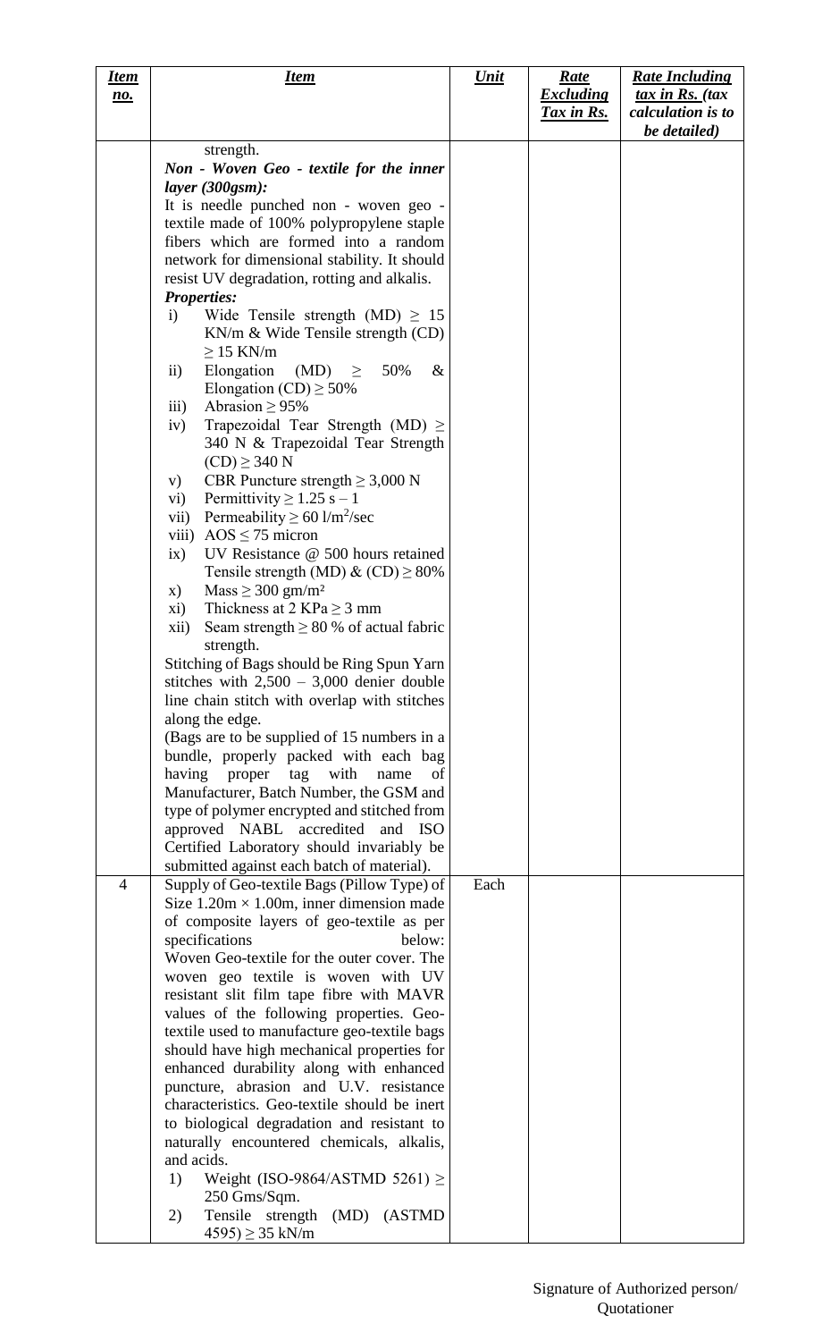| ***Item no.*** | ***Item*** | ***Unit*** | ***Rate Excluding Tax in Rs.*** | ***Rate Including tax in Rs. (tax calculation is to be detailed)*** |
|---|---|---|---|---|
| | strength.<br>***Non - Woven Geo - textile for the inner layer (300gsm):***<br>It is needle punched non - woven geo - textile made of 100% polypropylene staple fibers which are formed into a random network for dimensional stability. It should resist UV degradation, rotting and alkalis.<br>***Properties:***<br>i) Wide Tensile strength (MD) ≥ 15 KN/m & Wide Tensile strength (CD) ≥ 15 KN/m<br>ii) Elongation (MD) ≥ 50% & Elongation (CD) ≥ 50%<br>iii) Abrasion ≥ 95%<br>iv) Trapezoidal Tear Strength (MD) ≥ 340 N & Trapezoidal Tear Strength (CD) ≥ 340 N<br>v) CBR Puncture strength ≥ 3,000 N<br>vi) Permittivity ≥ 1.25 s – 1<br>vii) Permeability ≥ 60 l/m²/sec<br>viii) AOS ≤ 75 micron<br>ix) UV Resistance @ 500 hours retained Tensile strength (MD) & (CD) ≥ 80%<br>x) Mass ≥ 300 gm/m²<br>xi) Thickness at 2 KPa ≥ 3 mm<br>xii) Seam strength ≥ 80 % of actual fabric strength.<br>Stitching of Bags should be Ring Spun Yarn stitches with 2,500 – 3,000 denier double line chain stitch with overlap with stitches along the edge.<br>(Bags are to be supplied of 15 numbers in a bundle, properly packed with each bag having proper tag with name of Manufacturer, Batch Number, the GSM and type of polymer encrypted and stitched from approved NABL accredited and ISO Certified Laboratory should invariably be submitted against each batch of material). | | | |
| 4 | Supply of Geo-textile Bags (Pillow Type) of Size 1.20m × 1.00m, inner dimension made of composite layers of geo-textile as per specifications below:<br>Woven Geo-textile for the outer cover. The woven geo textile is woven with UV resistant slit film tape fibre with MAVR values of the following properties. Geo-textile used to manufacture geo-textile bags should have high mechanical properties for enhanced durability along with enhanced puncture, abrasion and U.V. resistance characteristics. Geo-textile should be inert to biological degradation and resistant to naturally encountered chemicals, alkalis, and acids.<br>1) Weight (ISO-9864/ASTMD 5261) ≥ 250 Gms/Sqm.<br>2) Tensile strength (MD) (ASTMD 4595) ≥ 35 kN/m | Each | | |

Signature of Authorized person/ Quotationer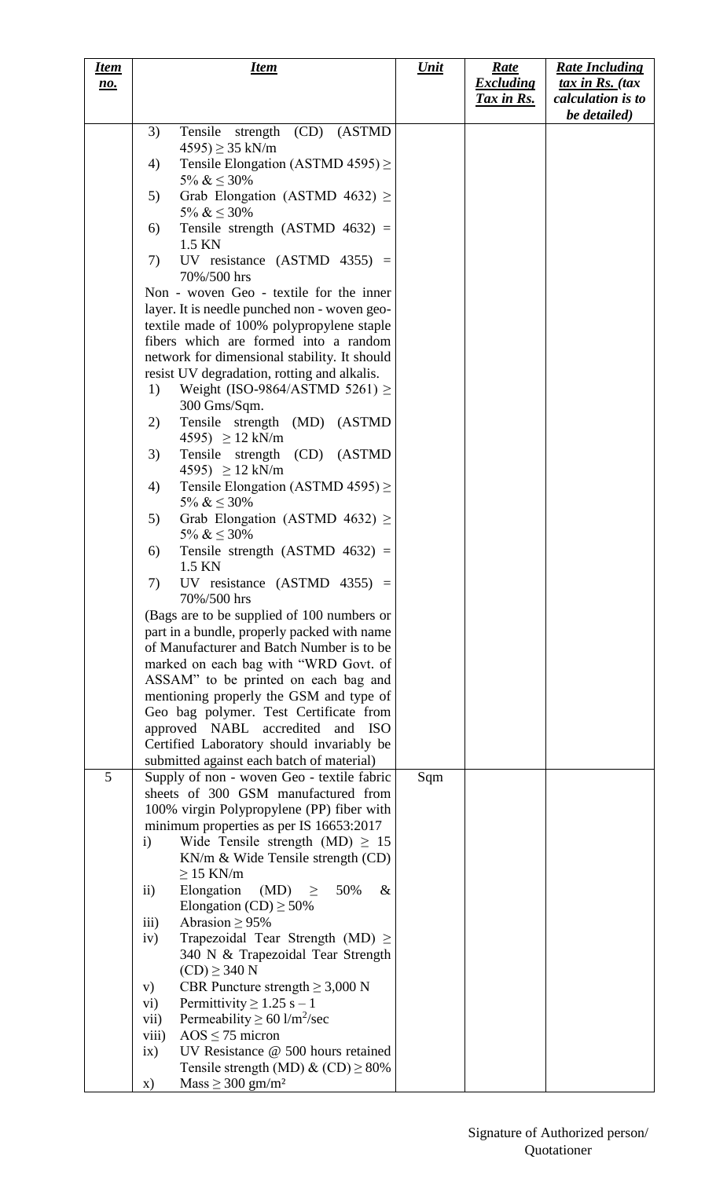| Item no. | Item | Unit | Rate Excluding Tax in Rs. | Rate Including tax in Rs. (tax calculation is to be detailed) |
|---|---|---|---|---|
| | 3) Tensile strength (CD) (ASTMD 4595) ≥ 35 kN/m<br>4) Tensile Elongation (ASTMD 4595) ≥ 5% & ≤ 30%<br>5) Grab Elongation (ASTMD 4632) ≥ 5% & ≤ 30%<br>6) Tensile strength (ASTMD 4632) = 1.5 KN<br>7) UV resistance (ASTMD 4355) = 70%/500 hrs<br>Non - woven Geo - textile for the inner layer. It is needle punched non - woven geo-textile made of 100% polypropylene staple fibers which are formed into a random network for dimensional stability. It should resist UV degradation, rotting and alkalis.<br>1) Weight (ISO-9864/ASTMD 5261) ≥ 300 Gms/Sqm.<br>2) Tensile strength (MD) (ASTMD 4595) ≥ 12 kN/m<br>3) Tensile strength (CD) (ASTMD 4595) ≥ 12 kN/m<br>4) Tensile Elongation (ASTMD 4595) ≥ 5% & ≤ 30%<br>5) Grab Elongation (ASTMD 4632) ≥ 5% & ≤ 30%<br>6) Tensile strength (ASTMD 4632) = 1.5 KN<br>7) UV resistance (ASTMD 4355) = 70%/500 hrs<br>(Bags are to be supplied of 100 numbers or part in a bundle, properly packed with name of Manufacturer and Batch Number is to be marked on each bag with "WRD Govt. of ASSAM" to be printed on each bag and mentioning properly the GSM and type of Geo bag polymer. Test Certificate from approved NABL accredited and ISO Certified Laboratory should invariably be submitted against each batch of material) | | | |
| 5 | Supply of non - woven Geo - textile fabric sheets of 300 GSM manufactured from 100% virgin Polypropylene (PP) fiber with minimum properties as per IS 16653:2017<br>i) Wide Tensile strength (MD) ≥ 15 KN/m & Wide Tensile strength (CD) ≥ 15 KN/m<br>ii) Elongation (MD) ≥ 50% & Elongation (CD) ≥ 50%<br>iii) Abrasion ≥ 95%<br>iv) Trapezoidal Tear Strength (MD) ≥ 340 N & Trapezoidal Tear Strength (CD) ≥ 340 N<br>v) CBR Puncture strength ≥ 3,000 N<br>vi) Permittivity ≥ 1.25 s – 1<br>vii) Permeability ≥ 60 l/m²/sec<br>viii) AOS ≤ 75 micron<br>ix) UV Resistance @ 500 hours retained Tensile strength (MD) & (CD) ≥ 80%<br>x) Mass ≥ 300 gm/m² | Sqm | | |

Signature of Authorized person/ Quotationer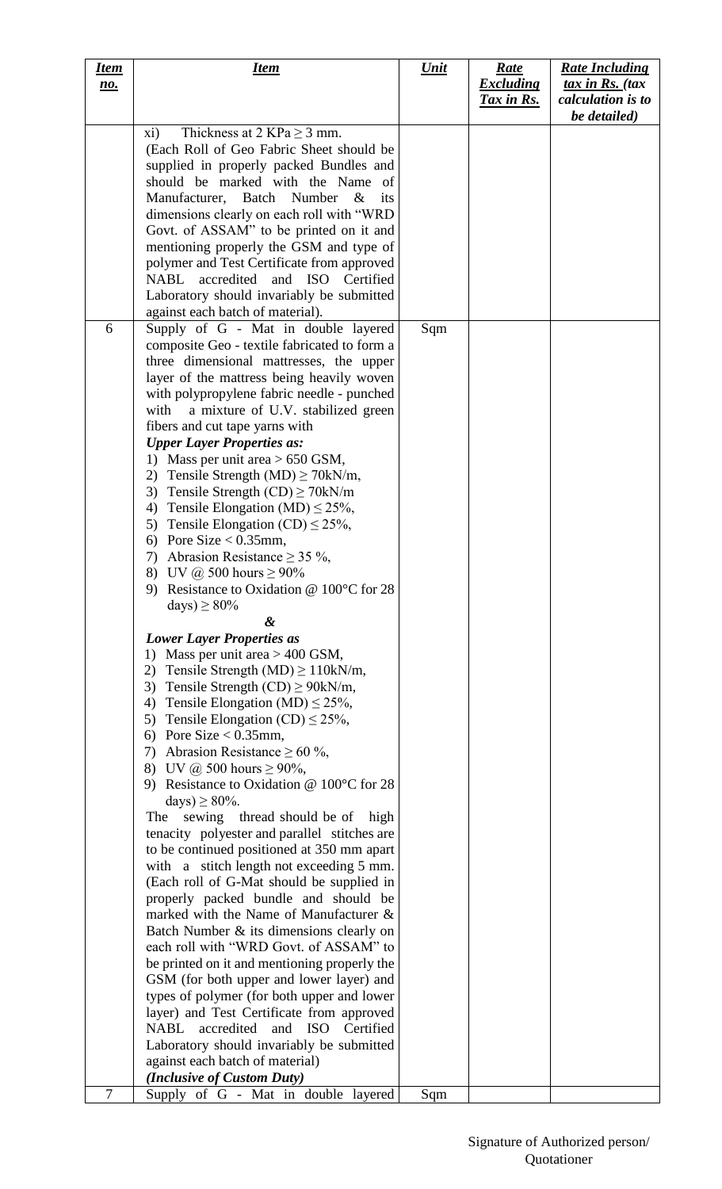| ***Item no.*** | ***Item*** | ***Unit*** | ***Rate Excluding Tax in Rs.*** | ***Rate Including tax in Rs. (tax calculation is to be detailed)*** |
|---|---|---|---|---|
| | xi) Thickness at 2 KPa ≥ 3 mm.<br>(Each Roll of Geo Fabric Sheet should be supplied in properly packed Bundles and should be marked with the Name of Manufacturer, Batch Number & its dimensions clearly on each roll with "WRD Govt. of ASSAM" to be printed on it and mentioning properly the GSM and type of polymer and Test Certificate from approved NABL accredited and ISO Certified Laboratory should invariably be submitted against each batch of material). | | | |
| 6 | Supply of G - Mat in double layered composite Geo - textile fabricated to form a three dimensional mattresses, the upper layer of the mattress being heavily woven with polypropylene fabric needle - punched with a mixture of U.V. stabilized green fibers and cut tape yarns with<br>***Upper Layer Properties as:***<br>1) Mass per unit area > 650 GSM,<br>2) Tensile Strength (MD) ≥ 70kN/m,<br>3) Tensile Strength (CD) ≥ 70kN/m<br>4) Tensile Elongation (MD) ≤ 25%,<br>5) Tensile Elongation (CD) ≤ 25%,<br>6) Pore Size < 0.35mm,<br>7) Abrasion Resistance ≥ 35 %,<br>8) UV @ 500 hours ≥ 90%<br>9) Resistance to Oxidation @ 100°C for 28 days) ≥ 80%<br>***&***<br>***Lower Layer Properties as***<br>1) Mass per unit area > 400 GSM,<br>2) Tensile Strength (MD) ≥ 110kN/m,<br>3) Tensile Strength (CD) ≥ 90kN/m,<br>4) Tensile Elongation (MD) ≤ 25%,<br>5) Tensile Elongation (CD) ≤ 25%,<br>6) Pore Size < 0.35mm,<br>7) Abrasion Resistance ≥ 60 %,<br>8) UV @ 500 hours ≥ 90%,<br>9) Resistance to Oxidation @ 100°C for 28 days) ≥ 80%.<br>The sewing thread should be of high tenacity polyester and parallel stitches are to be continued positioned at 350 mm apart with a stitch length not exceeding 5 mm.<br>(Each roll of G-Mat should be supplied in properly packed bundle and should be marked with the Name of Manufacturer & Batch Number & its dimensions clearly on each roll with "WRD Govt. of ASSAM" to be printed on it and mentioning properly the GSM (for both upper and lower layer) and types of polymer (for both upper and lower layer) and Test Certificate from approved NABL accredited and ISO Certified Laboratory should invariably be submitted against each batch of material)<br>***(Inclusive of Custom Duty)*** | Sqm | | |
| 7 | Supply of G - Mat in double layered | Sqm | | |

Signature of Authorized person/
Quotationer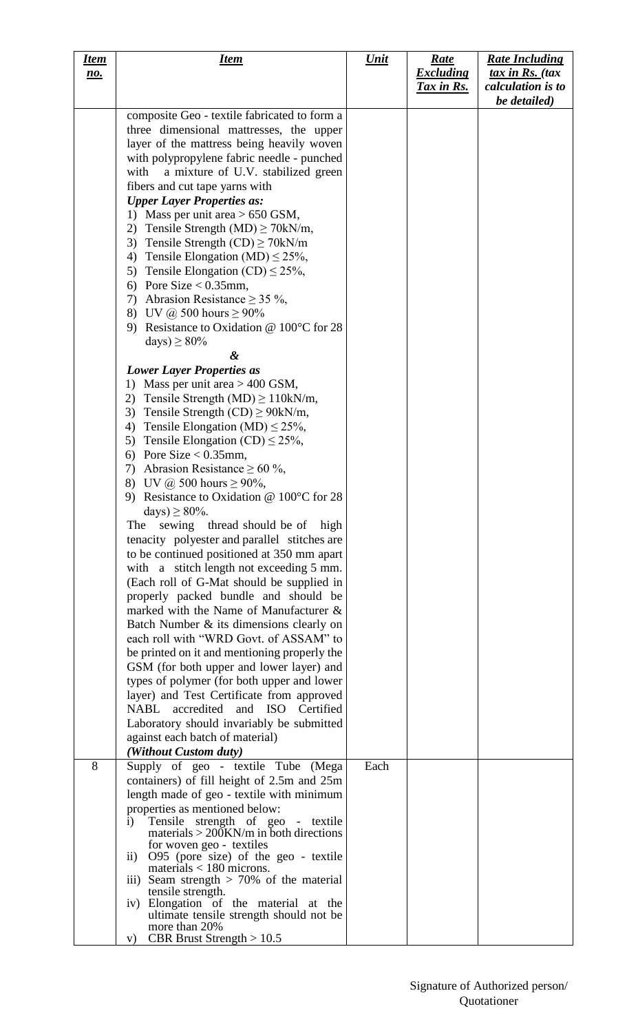| *Item no.* | *Item* | *Unit* | *Rate Excluding Tax in Rs.* | *Rate Including tax in Rs. (tax calculation is to be detailed)* |
|---|---|---|---|---|
| | composite Geo - textile fabricated to form a three dimensional mattresses, the upper layer of the mattress being heavily woven with polypropylene fabric needle - punched with a mixture of U.V. stabilized green fibers and cut tape yarns with<br>***Upper Layer Properties as:***<br>1) Mass per unit area > 650 GSM,<br>2) Tensile Strength (MD) ≥ 70kN/m,<br>3) Tensile Strength (CD) ≥ 70kN/m<br>4) Tensile Elongation (MD) ≤ 25%,<br>5) Tensile Elongation (CD) ≤ 25%,<br>6) Pore Size < 0.35mm,<br>7) Abrasion Resistance ≥ 35 %,<br>8) UV @ 500 hours ≥ 90%<br>9) Resistance to Oxidation @ 100°C for 28 days) ≥ 80%<br>***&***<br>***Lower Layer Properties as***<br>1) Mass per unit area > 400 GSM,<br>2) Tensile Strength (MD) ≥ 110kN/m,<br>3) Tensile Strength (CD) ≥ 90kN/m,<br>4) Tensile Elongation (MD) ≤ 25%,<br>5) Tensile Elongation (CD) ≤ 25%,<br>6) Pore Size < 0.35mm,<br>7) Abrasion Resistance ≥ 60 %,<br>8) UV @ 500 hours ≥ 90%,<br>9) Resistance to Oxidation @ 100°C for 28 days) ≥ 80%.<br>The sewing thread should be of high tenacity polyester and parallel stitches are to be continued positioned at 350 mm apart with a stitch length not exceeding 5 mm. (Each roll of G-Mat should be supplied in properly packed bundle and should be marked with the Name of Manufacturer & Batch Number & its dimensions clearly on each roll with "WRD Govt. of ASSAM" to be printed on it and mentioning properly the GSM (for both upper and lower layer) and types of polymer (for both upper and lower layer) and Test Certificate from approved NABL accredited and ISO Certified Laboratory should invariably be submitted against each batch of material)<br>***(Without Custom duty)*** | | | |
| 8 | Supply of geo - textile Tube (Mega containers) of fill height of 2.5m and 25m length made of geo - textile with minimum properties as mentioned below:<br>i) Tensile strength of geo - textile materials > 200KN/m in both directions for woven geo - textiles<br>ii) O95 (pore size) of the geo - textile materials < 180 microns.<br>iii) Seam strength > 70% of the material tensile strength.<br>iv) Elongation of the material at the ultimate tensile strength should not be more than 20%<br>v) CBR Brust Strength > 10.5 | Each | | |

Signature of Authorized person/ Quotationer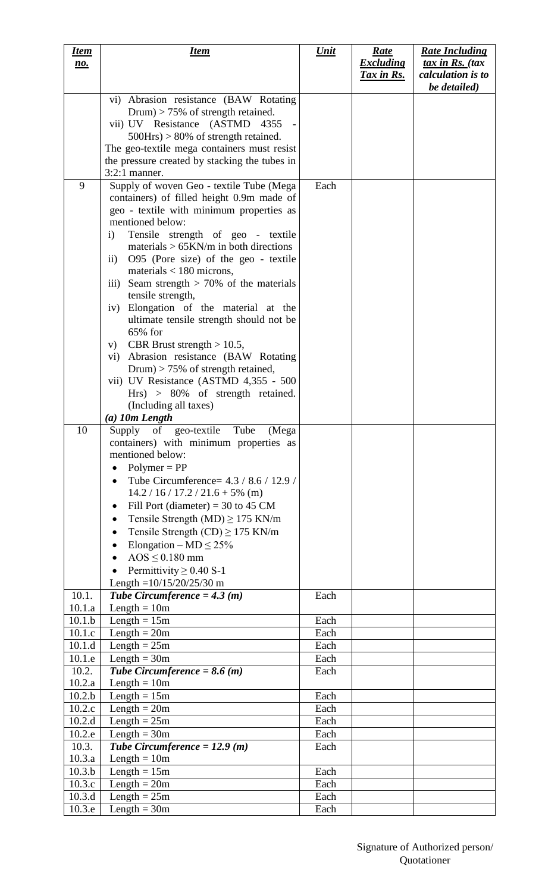| ***Item no.*** | ***Item*** | ***Unit*** | ***Rate Excluding Tax in Rs.*** | ***Rate Including tax in Rs. (tax calculation is to be detailed)*** |
|---|---|---|---|---|
| | vi) Abrasion resistance (BAW Rotating Drum) > 75% of strength retained.<br>vii) UV Resistance (ASTMD 4355 - 500Hrs) > 80% of strength retained.<br>The geo-textile mega containers must resist the pressure created by stacking the tubes in 3:2:1 manner. | | | |
| 9 | Supply of woven Geo - textile Tube (Mega containers) of filled height 0.9m made of geo - textile with minimum properties as mentioned below:<br>i) Tensile strength of geo - textile materials > 65KN/m in both directions<br>ii) O95 (Pore size) of the geo - textile materials < 180 microns,<br>iii) Seam strength > 70% of the materials tensile strength,<br>iv) Elongation of the material at the ultimate tensile strength should not be 65% for<br>v) CBR Brust strength > 10.5,<br>vi) Abrasion resistance (BAW Rotating Drum) > 75% of strength retained,<br>vii) UV Resistance (ASTMD 4,355 - 500 Hrs) > 80% of strength retained. (Including all taxes)<br>***(a) 10m Length*** | Each | | |
| 10 | Supply of geo-textile Tube (Mega containers) with minimum properties as mentioned below:<br>• Polymer = PP<br>• Tube Circumference= 4.3 / 8.6 / 12.9 / 14.2 / 16 / 17.2 / 21.6 + 5% (m)<br>• Fill Port (diameter) = 30 to 45 CM<br>• Tensile Strength (MD) ≥ 175 KN/m<br>• Tensile Strength (CD) ≥ 175 KN/m<br>• Elongation – MD ≤ 25%<br>• AOS ≤ 0.180 mm<br>• Permittivity ≥ 0.40 S-1<br>Length =10/15/20/25/30 m | | | |
| 10.1. | ***Tube Circumference = 4.3 (m)*** | Each | | |
| 10.1.a | Length = 10m | | | |
| 10.1.b | Length = 15m | Each | | |
| 10.1.c | Length = 20m | Each | | |
| 10.1.d | Length = 25m | Each | | |
| 10.1.e | Length = 30m | Each | | |
| 10.2. | ***Tube Circumference = 8.6 (m)*** | Each | | |
| 10.2.a | Length = 10m | | | |
| 10.2.b | Length = 15m | Each | | |
| 10.2.c | Length = 20m | Each | | |
| 10.2.d | Length = 25m | Each | | |
| 10.2.e | Length = 30m | Each | | |
| 10.3. | ***Tube Circumference = 12.9 (m)*** | Each | | |
| 10.3.a | Length = 10m | | | |
| 10.3.b | Length = 15m | Each | | |
| 10.3.c | Length = 20m | Each | | |
| 10.3.d | Length = 25m | Each | | |
| 10.3.e | Length = 30m | Each | | |

Signature of Authorized person/ Quotationer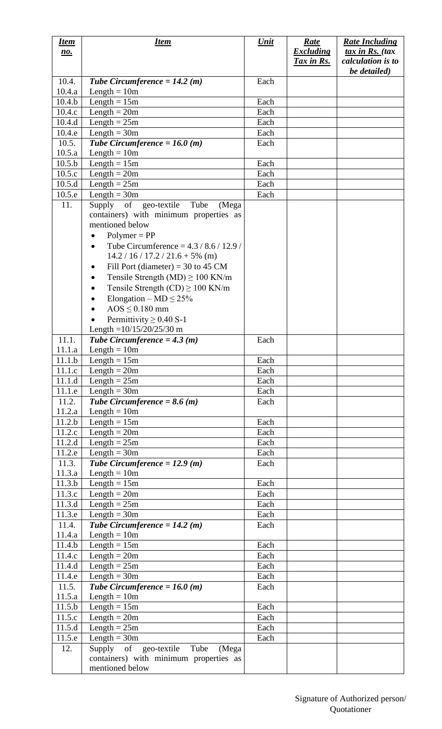| *Item no.* | *Item* | *Unit* | *Rate Excluding Tax in Rs.* | *Rate Including tax in Rs. (tax calculation is to be detailed)* |
|---|---|---|---|---|
| 10.4. | ***Tube Circumference = 14.2 (m)*** | Each | | |
| 10.4.a | Length = 10m | | | |
| 10.4.b | Length = 15m | Each | | |
| 10.4.c | Length = 20m | Each | | |
| 10.4.d | Length = 25m | Each | | |
| 10.4.e | Length = 30m | Each | | |
| 10.5. | ***Tube Circumference = 16.0 (m)*** | Each | | |
| 10.5.a | Length = 10m | | | |
| 10.5.b | Length = 15m | Each | | |
| 10.5.c | Length = 20m | Each | | |
| 10.5.d | Length = 25m | Each | | |
| 10.5.e | Length = 30m | Each | | |
| 11. | Supply of geo-textile Tube (Mega containers) with minimum properties as mentioned below<br>• Polymer = PP<br>• Tube Circumference = 4.3 / 8.6 / 12.9 / 14.2 / 16 / 17.2 / 21.6 + 5% (m)<br>• Fill Port (diameter) = 30 to 45 CM<br>• Tensile Strength (MD) ≥ 100 KN/m<br>• Tensile Strength (CD) ≥ 100 KN/m<br>• Elongation – MD ≤ 25%<br>• AOS ≤ 0.180 mm<br>• Permittivity ≥ 0.40 S-1<br>Length =10/15/20/25/30 m | | | |
| 11.1. | ***Tube Circumference = 4.3 (m)*** | Each | | |
| 11.1.a | Length = 10m | | | |
| 11.1.b | Length = 15m | Each | | |
| 11.1.c | Length = 20m | Each | | |
| 11.1.d | Length = 25m | Each | | |
| 11.1.e | Length = 30m | Each | | |
| 11.2. | ***Tube Circumference = 8.6 (m)*** | Each | | |
| 11.2.a | Length = 10m | | | |
| 11.2.b | Length = 15m | Each | | |
| 11.2.c | Length = 20m | Each | | |
| 11.2.d | Length = 25m | Each | | |
| 11.2.e | Length = 30m | Each | | |
| 11.3. | ***Tube Circumference = 12.9 (m)*** | Each | | |
| 11.3.a | Length = 10m | | | |
| 11.3.b | Length = 15m | Each | | |
| 11.3.c | Length = 20m | Each | | |
| 11.3.d | Length = 25m | Each | | |
| 11.3.e | Length = 30m | Each | | |
| 11.4. | ***Tube Circumference = 14.2 (m)*** | Each | | |
| 11.4.a | Length = 10m | | | |
| 11.4.b | Length = 15m | Each | | |
| 11.4.c | Length = 20m | Each | | |
| 11.4.d | Length = 25m | Each | | |
| 11.4.e | Length = 30m | Each | | |
| 11.5. | ***Tube Circumference = 16.0 (m)*** | Each | | |
| 11.5.a | Length = 10m | | | |
| 11.5.b | Length = 15m | Each | | |
| 11.5.c | Length = 20m | Each | | |
| 11.5.d | Length = 25m | Each | | |
| 11.5.e | Length = 30m | Each | | |
| 12. | Supply of geo-textile Tube (Mega containers) with minimum properties as mentioned below | | | |

Signature of Authorized person/ Quotationer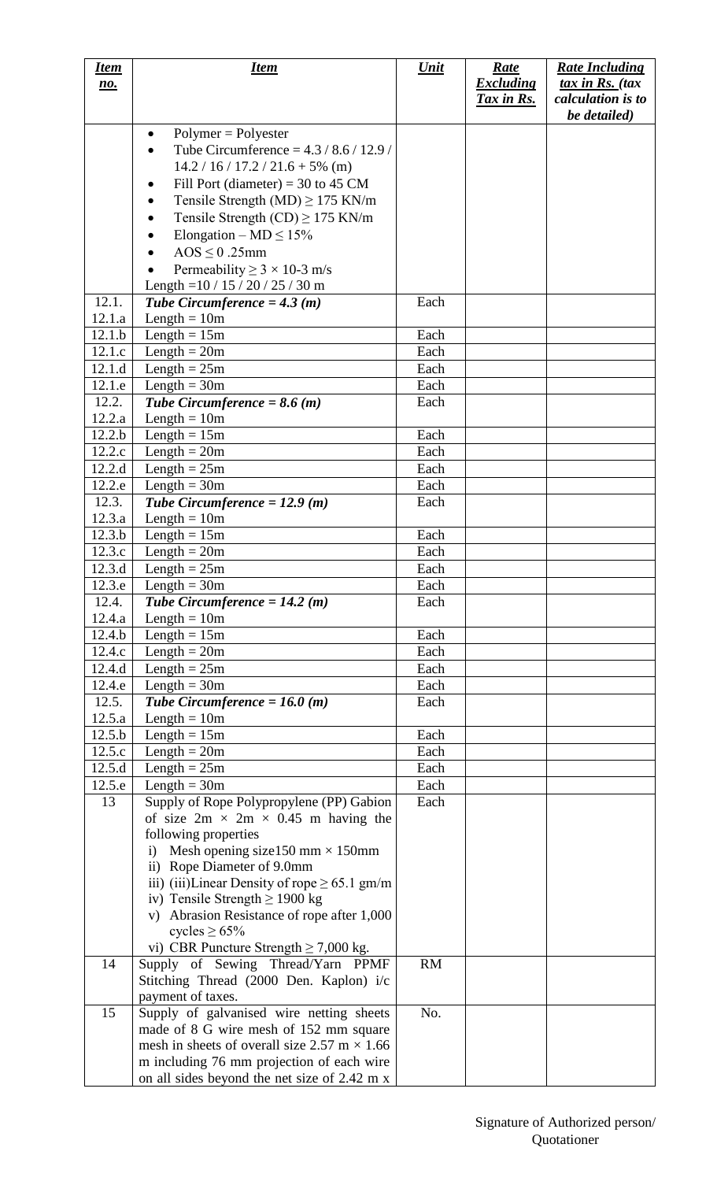| *Item no.* | *Item* | *Unit* | *Rate Excluding Tax in Rs.* | *Rate Including tax in Rs. (tax calculation is to be detailed)* |
|---|---|---|---|---|
| | • Polymer = Polyester<br>• Tube Circumference = 4.3 / 8.6 / 12.9 / 14.2 / 16 / 17.2 / 21.6 + 5% (m)<br>• Fill Port (diameter) = 30 to 45 CM<br>• Tensile Strength (MD) ≥ 175 KN/m<br>• Tensile Strength (CD) ≥ 175 KN/m<br>• Elongation – MD ≤ 15%<br>• AOS ≤ 0 .25mm<br>• Permeability ≥ 3 × 10-3 m/s<br>Length =10 / 15 / 20 / 25 / 30 m | | | |
| 12.1. | ***Tube Circumference = 4.3 (m)*** | Each | | |
| 12.1.a | Length = 10m | | | |
| 12.1.b | Length = 15m | Each | | |
| 12.1.c | Length = 20m | Each | | |
| 12.1.d | Length = 25m | Each | | |
| 12.1.e | Length = 30m | Each | | |
| 12.2. | ***Tube Circumference = 8.6 (m)*** | Each | | |
| 12.2.a | Length = 10m | | | |
| 12.2.b | Length = 15m | Each | | |
| 12.2.c | Length = 20m | Each | | |
| 12.2.d | Length = 25m | Each | | |
| 12.2.e | Length = 30m | Each | | |
| 12.3. | ***Tube Circumference = 12.9 (m)*** | Each | | |
| 12.3.a | Length = 10m | | | |
| 12.3.b | Length = 15m | Each | | |
| 12.3.c | Length = 20m | Each | | |
| 12.3.d | Length = 25m | Each | | |
| 12.3.e | Length = 30m | Each | | |
| 12.4. | ***Tube Circumference = 14.2 (m)*** | Each | | |
| 12.4.a | Length = 10m | | | |
| 12.4.b | Length = 15m | Each | | |
| 12.4.c | Length = 20m | Each | | |
| 12.4.d | Length = 25m | Each | | |
| 12.4.e | Length = 30m | Each | | |
| 12.5. | ***Tube Circumference = 16.0 (m)*** | Each | | |
| 12.5.a | Length = 10m | | | |
| 12.5.b | Length = 15m | Each | | |
| 12.5.c | Length = 20m | Each | | |
| 12.5.d | Length = 25m | Each | | |
| 12.5.e | Length = 30m | Each | | |
| 13 | Supply of Rope Polypropylene (PP) Gabion of size 2m × 2m × 0.45 m having the following properties<br>i) Mesh opening size150 mm × 150mm<br>ii) Rope Diameter of 9.0mm<br>iii) (iii)Linear Density of rope ≥ 65.1 gm/m<br>iv) Tensile Strength ≥ 1900 kg<br>v) Abrasion Resistance of rope after 1,000 cycles ≥ 65%<br>vi) CBR Puncture Strength ≥ 7,000 kg. | Each | | |
| 14 | Supply of Sewing Thread/Yarn PPMF Stitching Thread (2000 Den. Kaplon) i/c payment of taxes. | RM | | |
| 15 | Supply of galvanised wire netting sheets made of 8 G wire mesh of 152 mm square mesh in sheets of overall size 2.57 m × 1.66 m including 76 mm projection of each wire on all sides beyond the net size of 2.42 m x | No. | | |

Signature of Authorized person/ Quotationer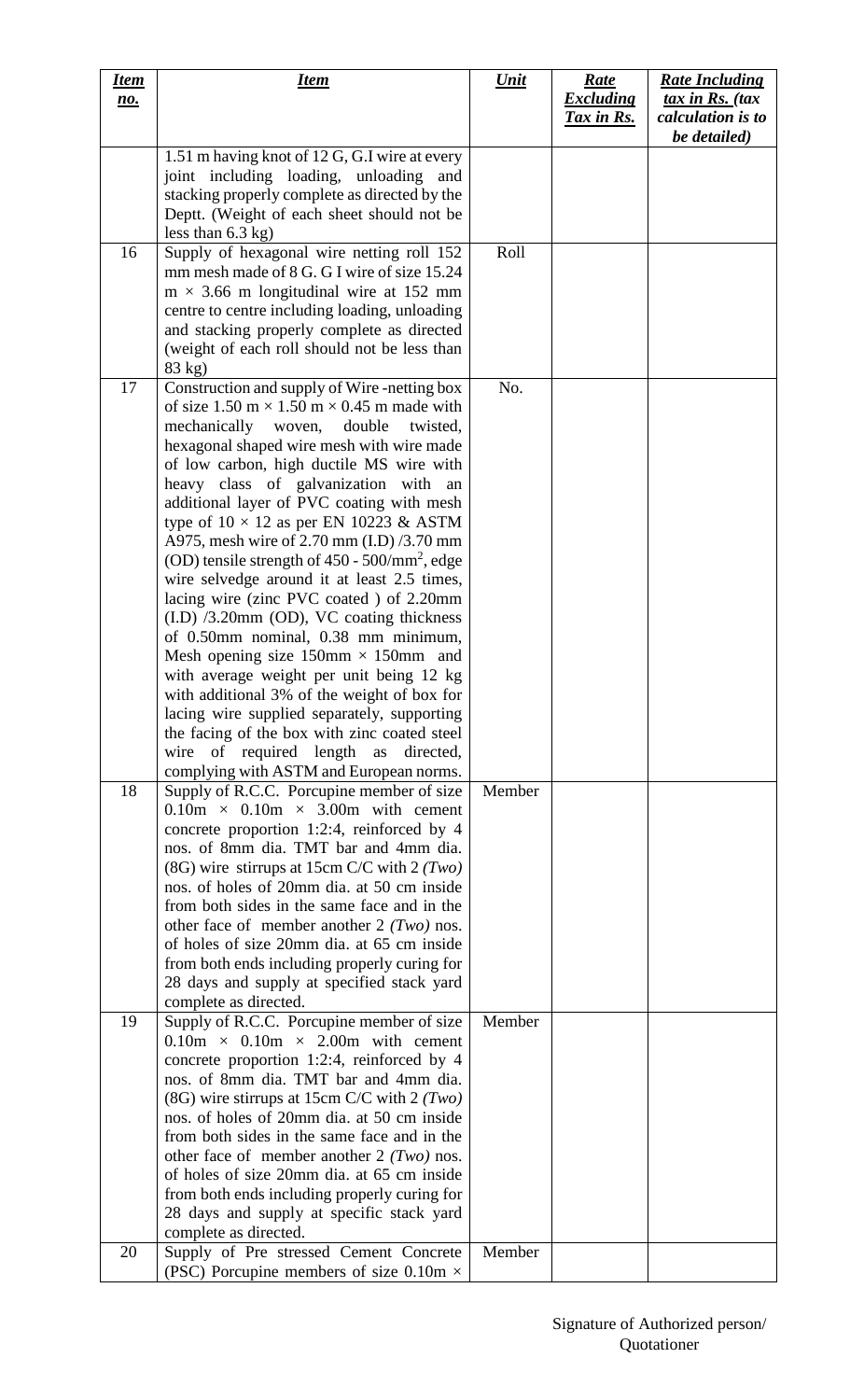| ***Item no.*** | ***Item*** | ***Unit*** | ***Rate Excluding Tax in Rs.*** | ***Rate Including tax in Rs. (tax calculation is to be detailed)*** |
|---|---|---|---|---|
| | 1.51 m having knot of 12 G, G.I wire at every joint including loading, unloading and stacking properly complete as directed by the Deptt. (Weight of each sheet should not be less than 6.3 kg) | | | |
| 16 | Supply of hexagonal wire netting roll 152 mm mesh made of 8 G. G I wire of size 15.24 m × 3.66 m longitudinal wire at 152 mm centre to centre including loading, unloading and stacking properly complete as directed (weight of each roll should not be less than 83 kg) | Roll | | |
| 17 | Construction and supply of Wire -netting box of size 1.50 m × 1.50 m × 0.45 m made with mechanically woven, double twisted, hexagonal shaped wire mesh with wire made of low carbon, high ductile MS wire with heavy class of galvanization with an additional layer of PVC coating with mesh type of 10 × 12 as per EN 10223 & ASTM A975, mesh wire of 2.70 mm (I.D) /3.70 mm (OD) tensile strength of 450 - 500/mm$^2$, edge wire selvedge around it at least 2.5 times, lacing wire (zinc PVC coated ) of 2.20mm (I.D) /3.20mm (OD), VC coating thickness of 0.50mm nominal, 0.38 mm minimum, Mesh opening size 150mm × 150mm and with average weight per unit being 12 kg with additional 3% of the weight of box for lacing wire supplied separately, supporting the facing of the box with zinc coated steel wire of required length as directed, complying with ASTM and European norms. | No. | | |
| 18 | Supply of R.C.C. Porcupine member of size 0.10m × 0.10m × 3.00m with cement concrete proportion 1:2:4, reinforced by 4 nos. of 8mm dia. TMT bar and 4mm dia. (8G) wire stirrups at 15cm C/C with 2 *(Two)* nos. of holes of 20mm dia. at 50 cm inside from both sides in the same face and in the other face of member another 2 *(Two)* nos. of holes of size 20mm dia. at 65 cm inside from both ends including properly curing for 28 days and supply at specified stack yard complete as directed. | Member | | |
| 19 | Supply of R.C.C. Porcupine member of size 0.10m × 0.10m × 2.00m with cement concrete proportion 1:2:4, reinforced by 4 nos. of 8mm dia. TMT bar and 4mm dia. (8G) wire stirrups at 15cm C/C with 2 *(Two)* nos. of holes of 20mm dia. at 50 cm inside from both sides in the same face and in the other face of member another 2 *(Two)* nos. of holes of size 20mm dia. at 65 cm inside from both ends including properly curing for 28 days and supply at specific stack yard complete as directed. | Member | | |
| 20 | Supply of Pre stressed Cement Concrete (PSC) Porcupine members of size 0.10m × | Member | | |

Signature of Authorized person/ Quotationer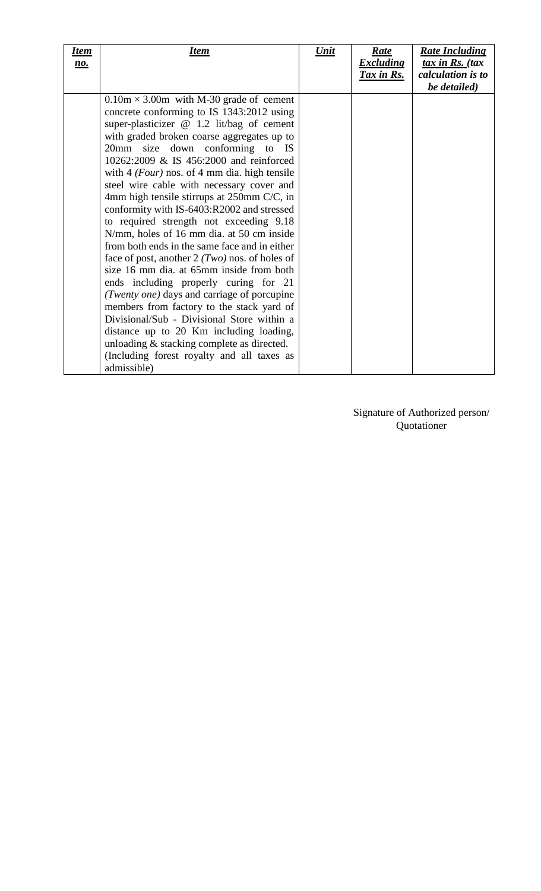| ***Item no.*** | ***Item*** | ***Unit*** | ***Rate Excluding Tax in Rs.*** | ***Rate Including tax in Rs. (tax calculation is to be detailed)*** |
|---|---|---|---|---|
| | 0.10m × 3.00m with M-30 grade of cement concrete conforming to IS 1343:2012 using super-plasticizer @ 1.2 lit/bag of cement with graded broken coarse aggregates up to 20mm size down conforming to IS 10262:2009 & IS 456:2000 and reinforced with 4 *(Four)* nos. of 4 mm dia. high tensile steel wire cable with necessary cover and 4mm high tensile stirrups at 250mm C/C, in conformity with IS-6403:R2002 and stressed to required strength not exceeding 9.18 N/mm, holes of 16 mm dia. at 50 cm inside from both ends in the same face and in either face of post, another 2 *(Two)* nos. of holes of size 16 mm dia. at 65mm inside from both ends including properly curing for 21 *(Twenty one)* days and carriage of porcupine members from factory to the stack yard of Divisional/Sub - Divisional Store within a distance up to 20 Km including loading, unloading & stacking complete as directed. (Including forest royalty and all taxes as admissible) | | | |

Signature of Authorized person/
Quotationer